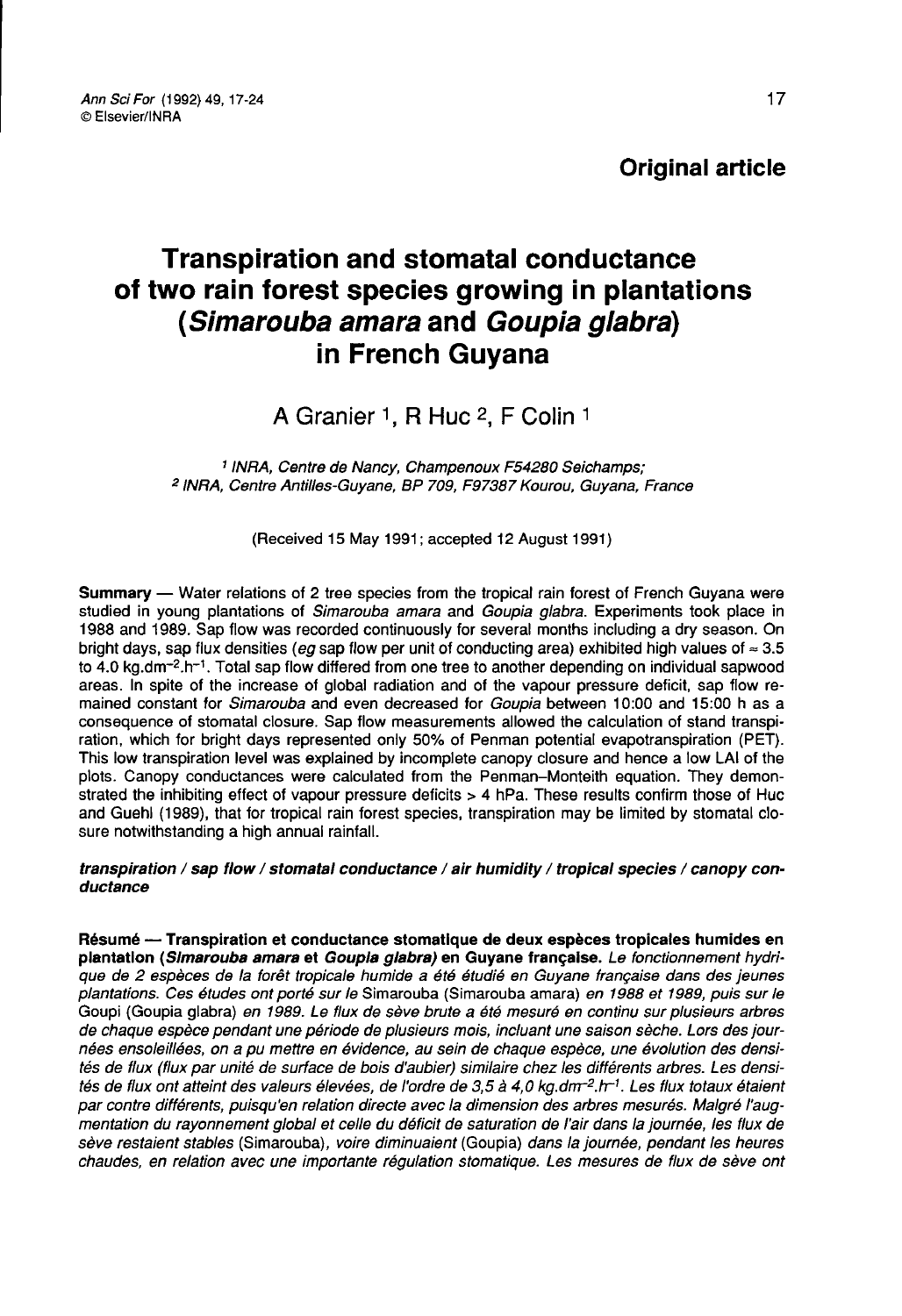**Original article**

# Transpiration and stomatal conductance of two rain forest species growing in plantations (*Simarouba amara* and *Goupia glabra*) in French Guyana

A Granier [1], R Huc [2], F Colin [1]

[1] *INRA, Centre de Nancy, Champenoux F54280 Seichamps;*
[2] *INRA, Centre Antilles-Guyane, BP 709, F97387 Kourou, Guyana, France*

(Received 15 May 1991; accepted 12 August 1991)

**Summary** — Water relations of 2 tree species from the tropical rain forest of French Guyana were studied in young plantations of *Simarouba amara* and *Goupia glabra*. Experiments took place in 1988 and 1989. Sap flow was recorded continuously for several months including a dry season. On bright days, sap flux densities (*eg* sap flow per unit of conducting area) exhibited high values of ≈ 3.5 to 4.0 kg.dm$^{-2}$.h$^{-1}$. Total sap flow differed from one tree to another depending on individual sapwood areas. In spite of the increase of global radiation and of the vapour pressure deficit, sap flow remained constant for *Simarouba* and even decreased for *Goupia* between 10:00 and 15:00 h as a consequence of stomatal closure. Sap flow measurements allowed the calculation of stand transpiration, which for bright days represented only 50% of Penman potential evapotranspiration (PET). This low transpiration level was explained by incomplete canopy closure and hence a low LAI of the plots. Canopy conductances were calculated from the Penman–Monteith equation. They demonstrated the inhibiting effect of vapour pressure deficits > 4 hPa. These results confirm those of Huc and Guehl (1989), that for tropical rain forest species, transpiration may be limited by stomatal closure notwithstanding a high annual rainfall.

***transpiration / sap flow / stomatal conductance / air humidity / tropical species / canopy conductance***

**Résumé — Transpiration et conductance stomatique de deux espèces tropicales humides en plantation (*Simarouba amara* et *Goupia glabra*) en Guyane française.** *Le fonctionnement hydrique de 2 espèces de la forêt tropicale humide a été étudié en Guyane française dans des jeunes plantations. Ces études ont porté sur le* Simarouba (Simarouba amara) *en 1988 et 1989, puis sur le* Goupi (Goupia glabra) *en 1989. Le flux de sève brute a été mesuré en continu sur plusieurs arbres de chaque espèce pendant une période de plusieurs mois, incluant une saison sèche. Lors des journées ensoleillées, on a pu mettre en évidence, au sein de chaque espèce, une évolution des densités de flux (flux par unité de surface de bois d'aubier) similaire chez les différents arbres. Les densités de flux ont atteint des valeurs élevées, de l'ordre de 3,5 à 4,0 kg.dm$^{-2}$.h$^{-1}$. Les flux totaux étaient par contre différents, puisqu'en relation directe avec la dimension des arbres mesurés. Malgré l'augmentation du rayonnement global et celle du déficit de saturation de l'air dans la journée, les flux de sève restaient stables* (Simarouba), *voire diminuaient* (Goupia) *dans la journée, pendant les heures chaudes, en relation avec une importante régulation stomatique. Les mesures de flux de sève ont*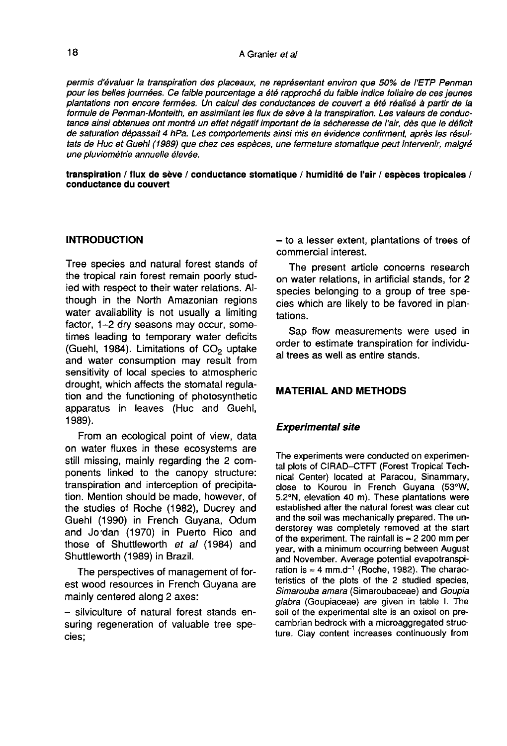*permis d'évaluer la transpiration des placeaux, ne représentant environ que 50% de l'ETP Penman pour les belles journées. Ce faible pourcentage a été rapproché du faible indice foliaire de ces jeunes plantations non encore fermées. Un calcul des conductances de couvert a été réalisé à partir de la formule de Penman-Monteith, en assimilant les flux de sève à la transpiration. Les valeurs de conductance ainsi obtenues ont montré un effet négatif important de la sécheresse de l'air, dès que le déficit de saturation dépassait 4 hPa. Les comportements ainsi mis en évidence confirment, après les résultats de Huc et Guehl (1989) que chez ces espèces, une fermeture stomatique peut intervenir, malgré une pluviométrie annuelle élevée.*

**transpiration / flux de sève / conductance stomatique / humidité de l'air / espèces tropicales / conductance du couvert**

## INTRODUCTION

Tree species and natural forest stands of the tropical rain forest remain poorly studied with respect to their water relations. Although in the North Amazonian regions water availability is not usually a limiting factor, 1–2 dry seasons may occur, sometimes leading to temporary water deficits (Guehl, 1984). Limitations of $CO_2$ uptake and water consumption may result from sensitivity of local species to atmospheric drought, which affects the stomatal regulation and the functioning of photosynthetic apparatus in leaves (Huc and Guehl, 1989).

From an ecological point of view, data on water fluxes in these ecosystems are still missing, mainly regarding the 2 components linked to the canopy structure: transpiration and interception of precipitation. Mention should be made, however, of the studies of Roche (1982), Ducrey and Guehl (1990) in French Guyana, Odum and Jordan (1970) in Puerto Rico and those of Shuttleworth *et al* (1984) and Shuttleworth (1989) in Brazil.

The perspectives of management of forest wood resources in French Guyana are mainly centered along 2 axes:

– silviculture of natural forest stands ensuring regeneration of valuable tree species;

– to a lesser extent, plantations of trees of commercial interest.

The present article concerns research on water relations, in artificial stands, for 2 species belonging to a group of tree species which are likely to be favored in plantations.

Sap flow measurements were used in order to estimate transpiration for individual trees as well as entire stands.

## MATERIAL AND METHODS

### *Experimental site*

The experiments were conducted on experimental plots of CIRAD–CTFT (Forest Tropical Technical Center) located at Paracou, Sinammary, close to Kourou in French Guyana (53°W, 5.2°N, elevation 40 m). These plantations were established after the natural forest was clear cut and the soil was mechanically prepared. The understorey was completely removed at the start of the experiment. The rainfall is ≈ 2 200 mm per year, with a minimum occurring between August and November. Average potential evapotranspiration is ≈ 4 $mm.d^{-1}$ (Roche, 1982). The characteristics of the plots of the 2 studied species, *Simarouba amara* (Simaroubaceae) and *Goupia glabra* (Goupiaceae) are given in table I. The soil of the experimental site is an oxisol on precambrian bedrock with a microaggregated structure. Clay content increases continuously from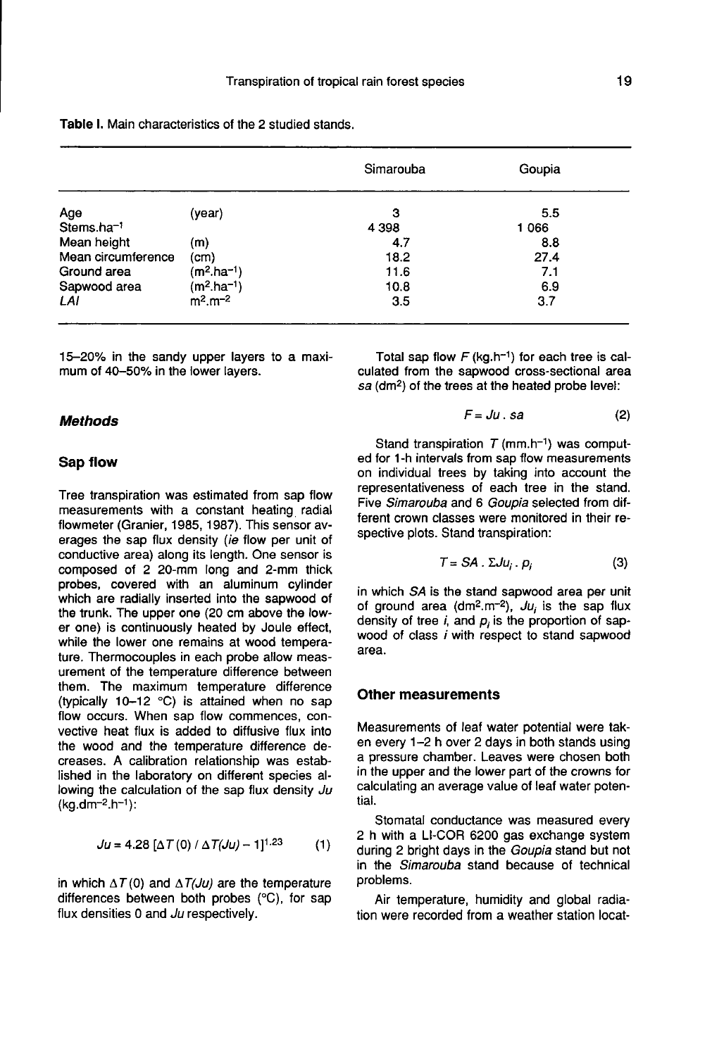Table I. Main characteristics of the 2 studied stands.

| | | Simarouba | Goupia |
|---|---|---|---|
| Age | (year) | 3 | 5.5 |
| Stems.ha$^{-1}$ | | 4 398 | 1 066 |
| Mean height | (m) | 4.7 | 8.8 |
| Mean circumference | (cm) | 18.2 | 27.4 |
| Ground area | (m$^2$.ha$^{-1}$) | 11.6 | 7.1 |
| Sapwood area | (m$^2$.ha$^{-1}$) | 10.8 | 6.9 |
| *LAI* | m$^2$.m$^{-2}$ | 3.5 | 3.7 |

15–20% in the sandy upper layers to a maximum of 40–50% in the lower layers.

### Methods

#### Sap flow

Tree transpiration was estimated from sap flow measurements with a constant heating radial flowmeter (Granier, 1985, 1987). This sensor averages the sap flux density (*ie* flow per unit of conductive area) along its length. One sensor is composed of 2 20-mm long and 2-mm thick probes, covered with an aluminum cylinder which are radially inserted into the sapwood of the trunk. The upper one (20 cm above the lower one) is continuously heated by Joule effect, while the lower one remains at wood temperature. Thermocouples in each probe allow measurement of the temperature difference between them. The maximum temperature difference (typically 10–12 °C) is attained when no sap flow occurs. When sap flow commences, convective heat flux is added to diffusive flux into the wood and the temperature difference decreases. A calibration relationship was established in the laboratory on different species allowing the calculation of the sap flux density $Ju$ (kg.dm$^{-2}$.h$^{-1}$):

$$Ju = 4.28\ [\Delta T(0)\ /\ \Delta T(Ju) - 1]^{1.23} \quad (1)$$

in which $\Delta T(0)$ and $\Delta T(Ju)$ are the temperature differences between both probes (°C), for sap flux densities 0 and $Ju$ respectively.

Total sap flow $F$ (kg.h$^{-1}$) for each tree is calculated from the sapwood cross-sectional area $sa$ (dm$^2$) of the trees at the heated probe level:

$$F = Ju\ .\ sa \quad (2)$$

Stand transpiration $T$ (mm.h$^{-1}$) was computed for 1-h intervals from sap flow measurements on individual trees by taking into account the representativeness of each tree in the stand. Five *Simarouba* and 6 *Goupia* selected from different crown classes were monitored in their respective plots. Stand transpiration:

$$T = SA\ .\ \Sigma Ju_i\ .\ p_i \quad (3)$$

in which $SA$ is the stand sapwood area per unit of ground area (dm$^2$.m$^{-2}$), $Ju_i$ is the sap flux density of tree $i$, and $p_i$ is the proportion of sapwood of class $i$ with respect to stand sapwood area.

#### Other measurements

Measurements of leaf water potential were taken every 1–2 h over 2 days in both stands using a pressure chamber. Leaves were chosen both in the upper and the lower part of the crowns for calculating an average value of leaf water potential.

Stomatal conductance was measured every 2 h with a LI-COR 6200 gas exchange system during 2 bright days in the *Goupia* stand but not in the *Simarouba* stand because of technical problems.

Air temperature, humidity and global radiation were recorded from a weather station locat-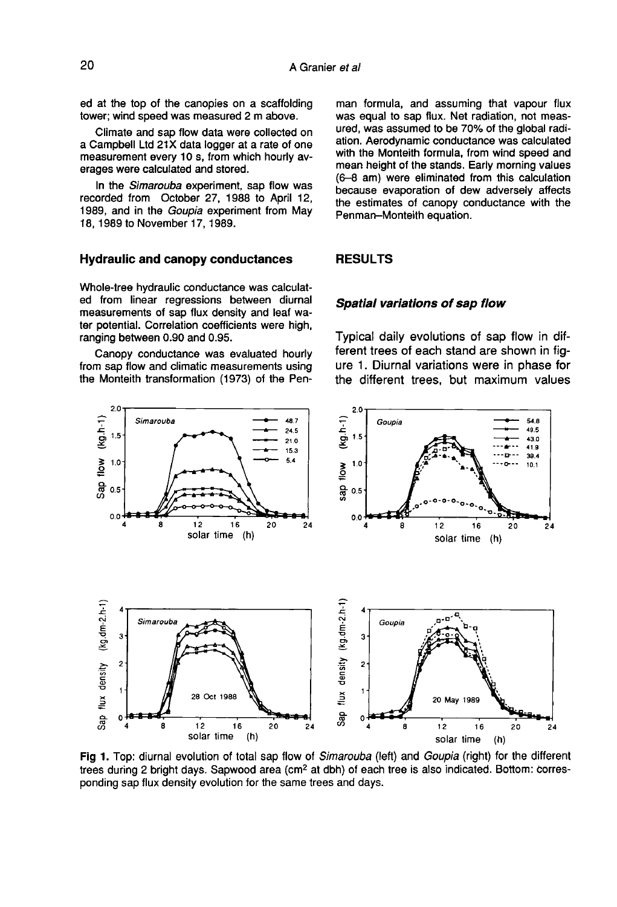ed at the top of the canopies on a scaffolding tower; wind speed was measured 2 m above.

Climate and sap flow data were collected on a Campbell Ltd 21X data logger at a rate of one measurement every 10 s, from which hourly averages were calculated and stored.

In the *Simarouba* experiment, sap flow was recorded from October 27, 1988 to April 12, 1989, and in the *Goupia* experiment from May 18, 1989 to November 17, 1989.

### Hydraulic and canopy conductances

Whole-tree hydraulic conductance was calculated from linear regressions between diurnal measurements of sap flux density and leaf water potential. Correlation coefficients were high, ranging between 0.90 and 0.95.

Canopy conductance was evaluated hourly from sap flow and climatic measurements using the Monteith transformation (1973) of the Penman formula, and assuming that vapour flux was equal to sap flux. Net radiation, not measured, was assumed to be 70% of the global radiation. Aerodynamic conductance was calculated with the Monteith formula, from wind speed and mean height of the stands. Early morning values (6–8 am) were eliminated from this calculation because evaporation of dew adversely affects the estimates of canopy conductance with the Penman–Monteith equation.

## RESULTS

### *Spatial variations of sap flow*

Typical daily evolutions of sap flow in different trees of each stand are shown in figure 1. Diurnal variations were in phase for the different trees, but maximum values

**Fig 1.** Top: diurnal evolution of total sap flow of *Simarouba* (left) and *Goupia* (right) for the different trees during 2 bright days. Sapwood area ($cm^2$ at dbh) of each tree is also indicated. Bottom: corresponding sap flux density evolution for the same trees and days.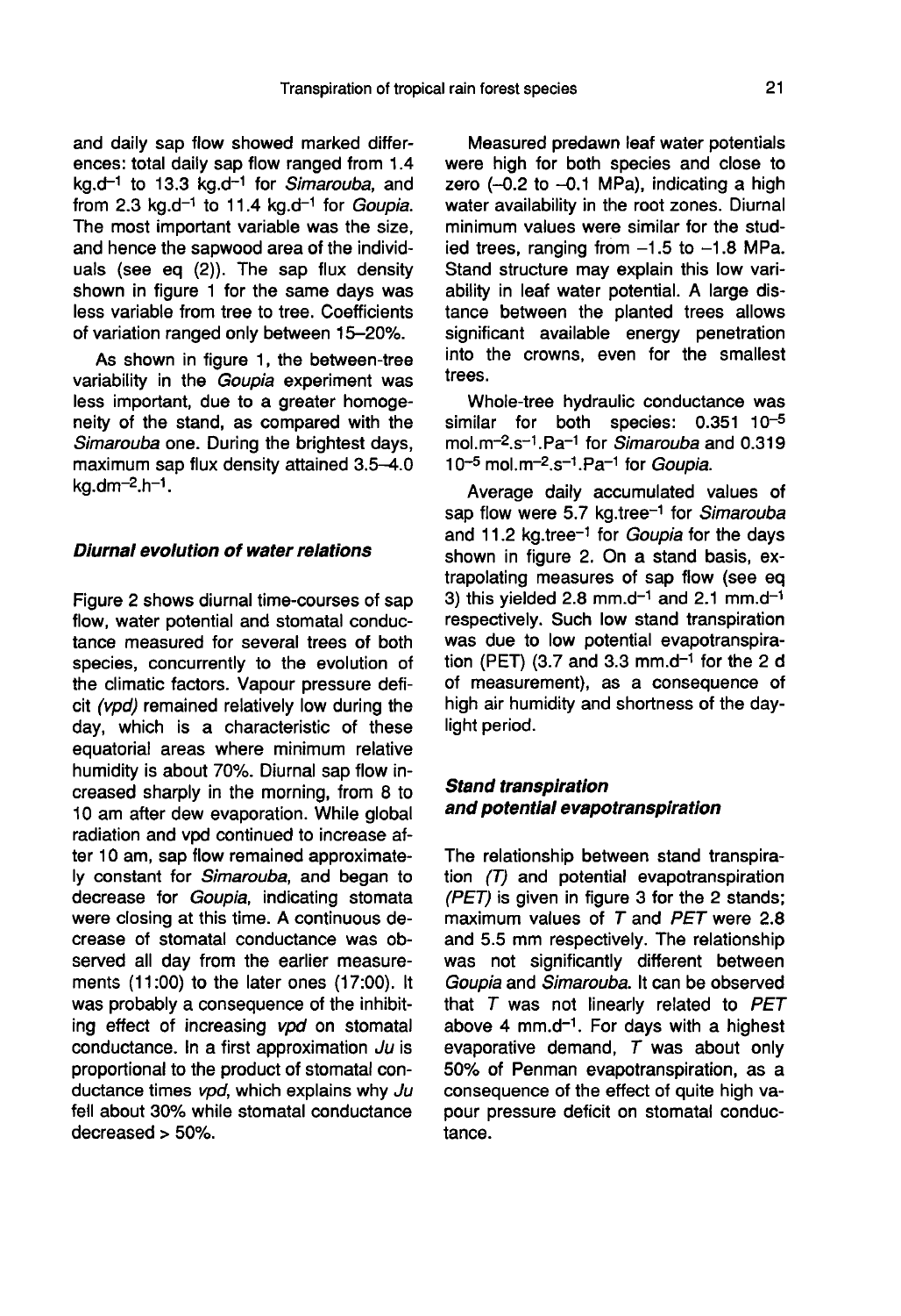and daily sap flow showed marked differences: total daily sap flow ranged from 1.4 $kg.d^{-1}$ to 13.3 $kg.d^{-1}$ for *Simarouba*, and from 2.3 $kg.d^{-1}$ to 11.4 $kg.d^{-1}$ for *Goupia*. The most important variable was the size, and hence the sapwood area of the individuals (see eq (2)). The sap flux density shown in figure 1 for the same days was less variable from tree to tree. Coefficients of variation ranged only between 15–20%.

As shown in figure 1, the between-tree variability in the *Goupia* experiment was less important, due to a greater homogeneity of the stand, as compared with the *Simarouba* one. During the brightest days, maximum sap flux density attained 3.5–4.0 $kg.dm^{-2}.h^{-1}$.

### *Diurnal evolution of water relations*

Figure 2 shows diurnal time-courses of sap flow, water potential and stomatal conductance measured for several trees of both species, concurrently to the evolution of the climatic factors. Vapour pressure deficit (*vpd*) remained relatively low during the day, which is a characteristic of these equatorial areas where minimum relative humidity is about 70%. Diurnal sap flow increased sharply in the morning, from 8 to 10 am after dew evaporation. While global radiation and vpd continued to increase after 10 am, sap flow remained approximately constant for *Simarouba*, and began to decrease for *Goupia*, indicating stomata were closing at this time. A continuous decrease of stomatal conductance was observed all day from the earlier measurements (11:00) to the later ones (17:00). It was probably a consequence of the inhibiting effect of increasing *vpd* on stomatal conductance. In a first approximation *Ju* is proportional to the product of stomatal conductance times *vpd*, which explains why *Ju* fell about 30% while stomatal conductance decreased > 50%.

Measured predawn leaf water potentials were high for both species and close to zero (–0.2 to –0.1 MPa), indicating a high water availability in the root zones. Diurnal minimum values were similar for the studied trees, ranging from –1.5 to –1.8 MPa. Stand structure may explain this low variability in leaf water potential. A large distance between the planted trees allows significant available energy penetration into the crowns, even for the smallest trees.

Whole-tree hydraulic conductance was similar for both species: 0.351 $10^{-5}$ $mol.m^{-2}.s^{-1}.Pa^{-1}$ for *Simarouba* and 0.319 $10^{-5}$ $mol.m^{-2}.s^{-1}.Pa^{-1}$ for *Goupia*.

Average daily accumulated values of sap flow were 5.7 $kg.tree^{-1}$ for *Simarouba* and 11.2 $kg.tree^{-1}$ for *Goupia* for the days shown in figure 2. On a stand basis, extrapolating measures of sap flow (see eq 3) this yielded 2.8 $mm.d^{-1}$ and 2.1 $mm.d^{-1}$ respectively. Such low stand transpiration was due to low potential evapotranspiration (PET) (3.7 and 3.3 $mm.d^{-1}$ for the 2 d of measurement), as a consequence of high air humidity and shortness of the daylight period.

### *Stand transpiration and potential evapotranspiration*

The relationship between stand transpiration (*T*) and potential evapotranspiration (*PET*) is given in figure 3 for the 2 stands; maximum values of *T* and *PET* were 2.8 and 5.5 mm respectively. The relationship was not significantly different between *Goupia* and *Simarouba*. It can be observed that *T* was not linearly related to *PET* above 4 $mm.d^{-1}$. For days with a highest evaporative demand, *T* was about only 50% of Penman evapotranspiration, as a consequence of the effect of quite high vapour pressure deficit on stomatal conductance.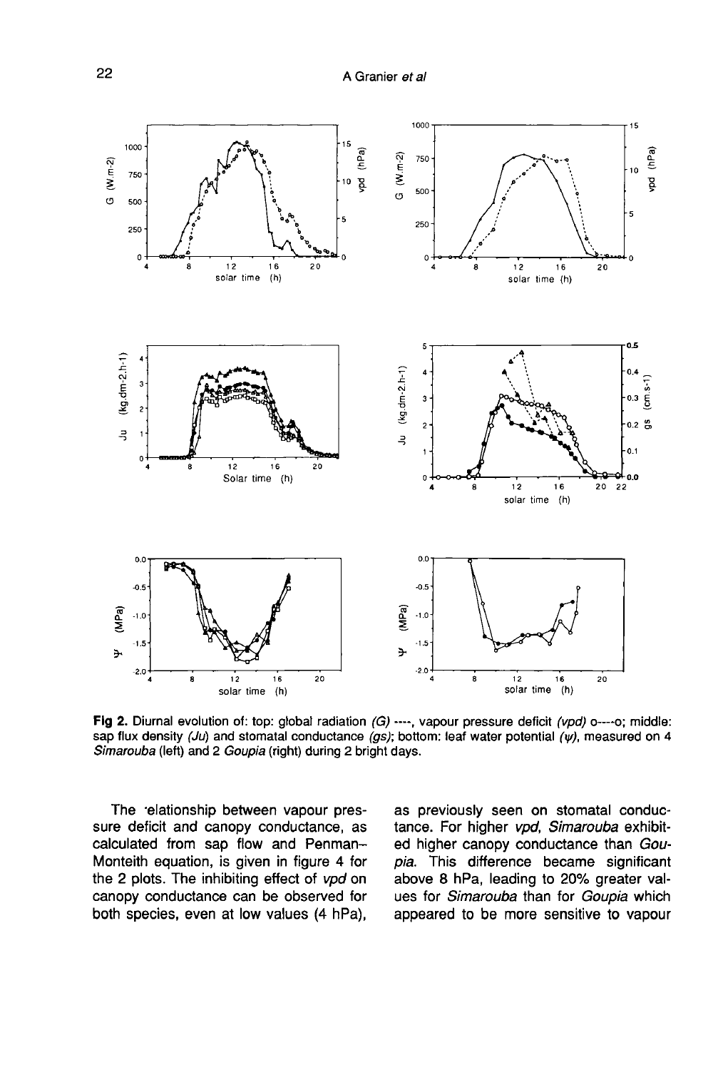**Fig 2.** Diurnal evolution of: top: global radiation *(G)* ----, vapour pressure deficit *(vpd)* o----o; middle: sap flux density *(Ju)* and stomatal conductance *(gs)*; bottom: leaf water potential *(ψ)*, measured on 4 *Simarouba* (left) and 2 *Goupia* (right) during 2 bright days.

The relationship between vapour pressure deficit and canopy conductance, as calculated from sap flow and Penman–Monteith equation, is given in figure 4 for the 2 plots. The inhibiting effect of *vpd* on canopy conductance can be observed for both species, even at low values (4 hPa), as previously seen on stomatal conductance. For higher *vpd*, *Simarouba* exhibited higher canopy conductance than *Goupia*. This difference became significant above 8 hPa, leading to 20% greater values for *Simarouba* than for *Goupia* which appeared to be more sensitive to vapour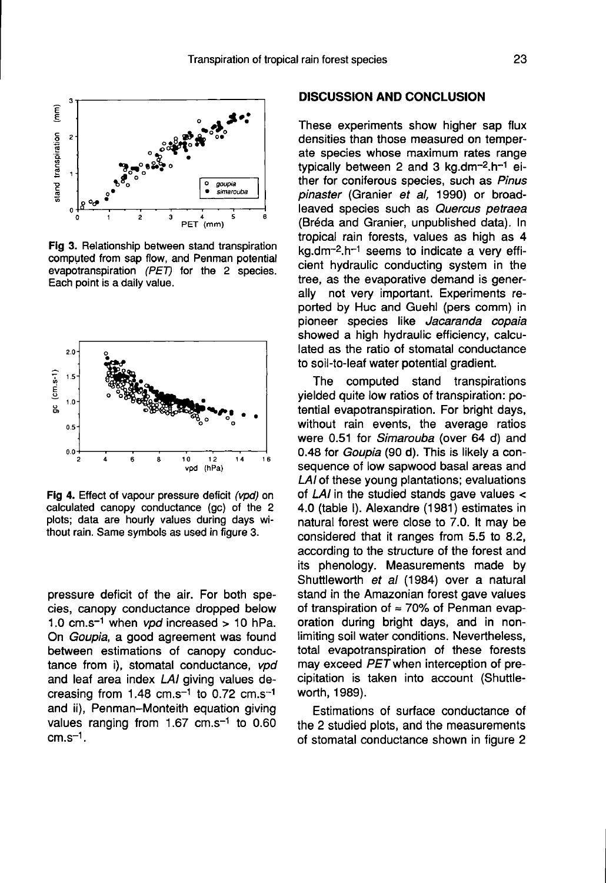Fig 3. Relationship between stand transpiration computed from sap flow, and Penman potential evapotranspiration *(PET)* for the 2 species. Each point is a daily value.

Fig 4. Effect of vapour pressure deficit *(vpd)* on calculated canopy conductance (gc) of the 2 plots; data are hourly values during days without rain. Same symbols as used in figure 3.

pressure deficit of the air. For both species, canopy conductance dropped below 1.0 $cm.s^{-1}$ when *vpd* increased > 10 hPa. On *Goupia*, a good agreement was found between estimations of canopy conductance from i), stomatal conductance, *vpd* and leaf area index *LAI* giving values decreasing from 1.48 $cm.s^{-1}$ to 0.72 $cm.s^{-1}$ and ii), Penman–Monteith equation giving values ranging from 1.67 $cm.s^{-1}$ to 0.60 $cm.s^{-1}$.

## DISCUSSION AND CONCLUSION

These experiments show higher sap flux densities than those measured on temperate species whose maximum rates range typically between 2 and 3 $kg.dm^{-2}.h^{-1}$ either for coniferous species, such as *Pinus pinaster* (Granier *et al*, 1990) or broadleaved species such as *Quercus petraea* (Bréda and Granier, unpublished data). In tropical rain forests, values as high as 4 $kg.dm^{-2}.h^{-1}$ seems to indicate a very efficient hydraulic conducting system in the tree, as the evaporative demand is generally not very important. Experiments reported by Huc and Guehl (pers comm) in pioneer species like *Jacaranda copaia* showed a high hydraulic efficiency, calculated as the ratio of stomatal conductance to soil-to-leaf water potential gradient.

The computed stand transpirations yielded quite low ratios of transpiration: potential evapotranspiration. For bright days, without rain events, the average ratios were 0.51 for *Simarouba* (over 64 d) and 0.48 for *Goupia* (90 d). This is likely a consequence of low sapwood basal areas and *LAI* of these young plantations; evaluations of *LAI* in the studied stands gave values < 4.0 (table I). Alexandre (1981) estimates in natural forest were close to 7.0. It may be considered that it ranges from 5.5 to 8.2, according to the structure of the forest and its phenology. Measurements made by Shuttleworth *et al* (1984) over a natural stand in the Amazonian forest gave values of transpiration of ≈ 70% of Penman evaporation during bright days, and in non-limiting soil water conditions. Nevertheless, total evapotranspiration of these forests may exceed *PET* when interception of precipitation is taken into account (Shuttleworth, 1989).

Estimations of surface conductance of the 2 studied plots, and the measurements of stomatal conductance shown in figure 2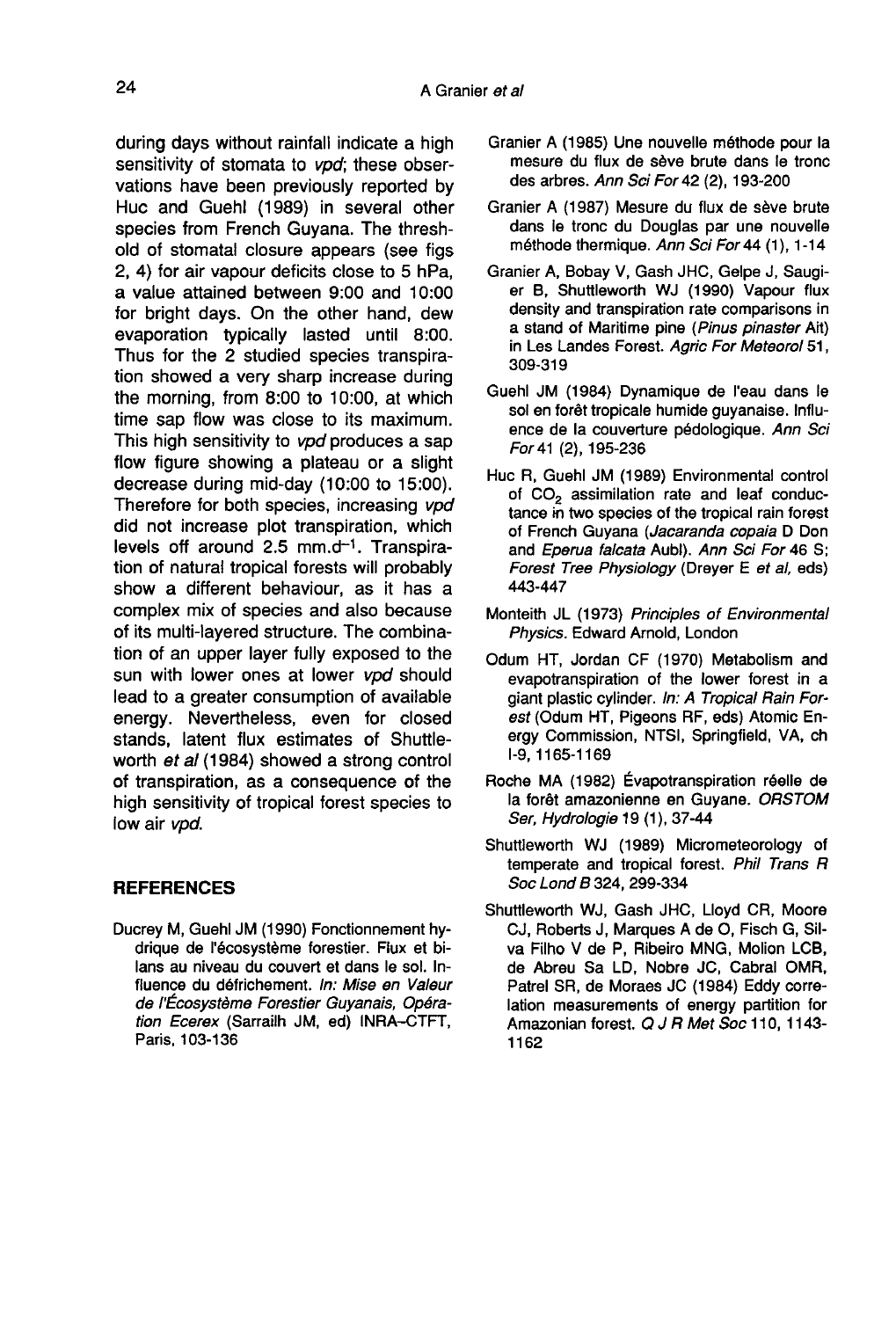during days without rainfall indicate a high sensitivity of stomata to *vpd*; these observations have been previously reported by Huc and Guehl (1989) in several other species from French Guyana. The threshold of stomatal closure appears (see figs 2, 4) for air vapour deficits close to 5 hPa, a value attained between 9:00 and 10:00 for bright days. On the other hand, dew evaporation typically lasted until 8:00. Thus for the 2 studied species transpiration showed a very sharp increase during the morning, from 8:00 to 10:00, at which time sap flow was close to its maximum. This high sensitivity to *vpd* produces a sap flow figure showing a plateau or a slight decrease during mid-day (10:00 to 15:00). Therefore for both species, increasing *vpd* did not increase plot transpiration, which levels off around 2.5 $mm.d^{-1}$. Transpiration of natural tropical forests will probably show a different behaviour, as it has a complex mix of species and also because of its multi-layered structure. The combination of an upper layer fully exposed to the sun with lower ones at lower *vpd* should lead to a greater consumption of available energy. Nevertheless, even for closed stands, latent flux estimates of Shuttleworth *et al* (1984) showed a strong control of transpiration, as a consequence of the high sensitivity of tropical forest species to low air *vpd*.

## REFERENCES

Ducrey M, Guehl JM (1990) Fonctionnement hydrique de l'écosystème forestier. Flux et bilans au niveau du couvert et dans le sol. Influence du défrichement. *In: Mise en Valeur de l'Écosystème Forestier Guyanais, Opération Ecerex* (Sarrailh JM, ed) INRA–CTFT, Paris, 103-136

Granier A (1985) Une nouvelle méthode pour la mesure du flux de sève brute dans le tronc des arbres. *Ann Sci For* 42 (2), 193-200

Granier A (1987) Mesure du flux de sève brute dans le tronc du Douglas par une nouvelle méthode thermique. *Ann Sci For* 44 (1), 1-14

Granier A, Bobay V, Gash JHC, Gelpe J, Saugier B, Shuttleworth WJ (1990) Vapour flux density and transpiration rate comparisons in a stand of Maritime pine (*Pinus pinaster* Ait) in Les Landes Forest. *Agric For Meteorol* 51, 309-319

Guehl JM (1984) Dynamique de l'eau dans le sol en forêt tropicale humide guyanaise. Influence de la couverture pédologique. *Ann Sci For* 41 (2), 195-236

Huc R, Guehl JM (1989) Environmental control of $CO_2$ assimilation rate and leaf conductance in two species of the tropical rain forest of French Guyana (*Jacaranda copaia* D Don and *Eperua falcata* Aubl). *Ann Sci For* 46 S; *Forest Tree Physiology* (Dreyer E *et al*, eds) 443-447

Monteith JL (1973) *Principles of Environmental Physics*. Edward Arnold, London

Odum HT, Jordan CF (1970) Metabolism and evapotranspiration of the lower forest in a giant plastic cylinder. *In: A Tropical Rain Forest* (Odum HT, Pigeons RF, eds) Atomic Energy Commission, NTSI, Springfield, VA, ch I-9, 1165-1169

Roche MA (1982) Évapotranspiration réelle de la forêt amazonienne en Guyane. *ORSTOM Ser, Hydrologie* 19 (1), 37-44

Shuttleworth WJ (1989) Micrometeorology of temperate and tropical forest. *Phil Trans R Soc Lond B* 324, 299-334

Shuttleworth WJ, Gash JHC, Lloyd CR, Moore CJ, Roberts J, Marques A de O, Fisch G, Silva Filho V de P, Ribeiro MNG, Molion LCB, de Abreu Sa LD, Nobre JC, Cabral OMR, Patrel SR, de Moraes JC (1984) Eddy correlation measurements of energy partition for Amazonian forest. *Q J R Met Soc* 110, 1143-1162